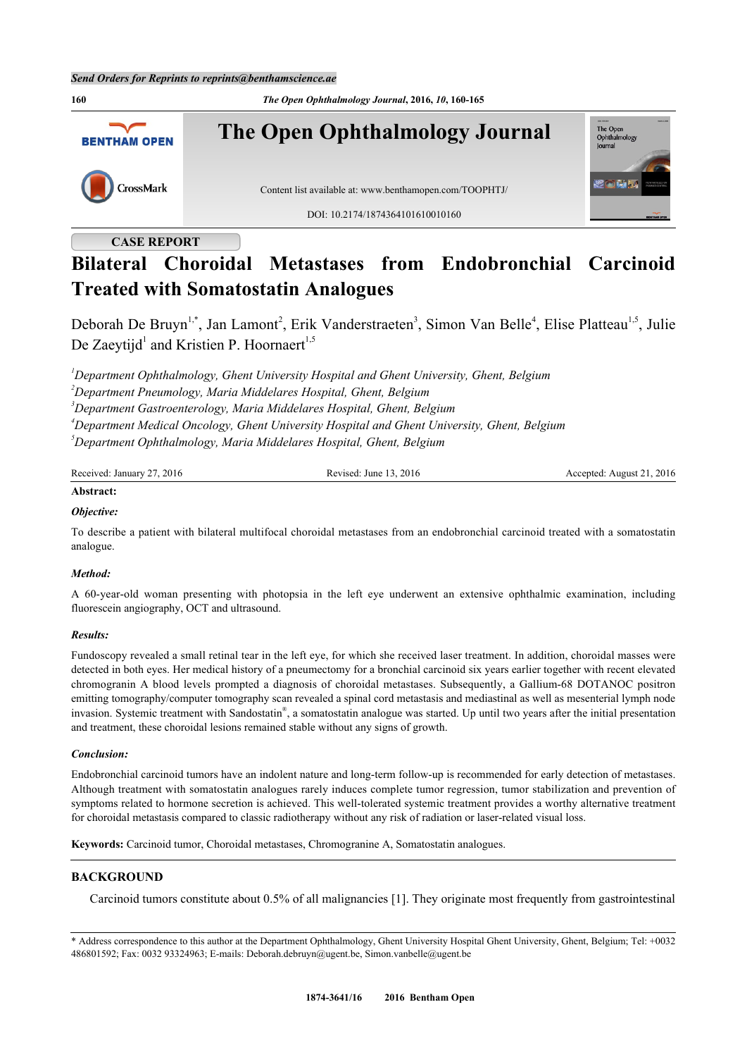CASE REPORT

# Bilateral Choroidal Metastases from Endobronchial Carcinoid Treated with Somatostatin Analogues

Deborah De Bruyn[1,*], Jan Lamont[2], Erik Vanderstraeten[3], Simon Van Belle[4], Elise Platteau[1,5], Julie De Zaeytijd[1] and Kristien P. Hoornaert[1,5]

[1]*Department Ophthalmology, Ghent University Hospital and Ghent University, Ghent, Belgium*
[2]*Department Pneumology, Maria Middelares Hospital, Ghent, Belgium*
[3]*Department Gastroenterology, Maria Middelares Hospital, Ghent, Belgium*
[4]*Department Medical Oncology, Ghent University Hospital and Ghent University, Ghent, Belgium*
[5]*Department Ophthalmology, Maria Middelares Hospital, Ghent, Belgium*

Received: January 27, 2016 Revised: June 13, 2016 Accepted: August 21, 2016

**Abstract:**

***Objective:***

To describe a patient with bilateral multifocal choroidal metastases from an endobronchial carcinoid treated with a somatostatin analogue.

***Method:***

A 60-year-old woman presenting with photopsia in the left eye underwent an extensive ophthalmic examination, including fluorescein angiography, OCT and ultrasound.

***Results:***

Fundoscopy revealed a small retinal tear in the left eye, for which she received laser treatment. In addition, choroidal masses were detected in both eyes. Her medical history of a pneumectomy for a bronchial carcinoid six years earlier together with recent elevated chromogranin A blood levels prompted a diagnosis of choroidal metastases. Subsequently, a Gallium-68 DOTANOC positron emitting tomography/computer tomography scan revealed a spinal cord metastasis and mediastinal as well as mesenterial lymph node invasion. Systemic treatment with Sandostatin®, a somatostatin analogue was started. Up until two years after the initial presentation and treatment, these choroidal lesions remained stable without any signs of growth.

***Conclusion:***

Endobronchial carcinoid tumors have an indolent nature and long-term follow-up is recommended for early detection of metastases. Although treatment with somatostatin analogues rarely induces complete tumor regression, tumor stabilization and prevention of symptoms related to hormone secretion is achieved. This well-tolerated systemic treatment provides a worthy alternative treatment for choroidal metastasis compared to classic radiotherapy without any risk of radiation or laser-related visual loss.

**Keywords:** Carcinoid tumor, Choroidal metastases, Chromogranine A, Somatostatin analogues.

## BACKGROUND

Carcinoid tumors constitute about 0.5% of all malignancies [1]. They originate most frequently from gastrointestinal

* Address correspondence to this author at the Department Ophthalmology, Ghent University Hospital Ghent University, Ghent, Belgium; Tel: +0032 486801592; Fax: 0032 93324963; E-mails: Deborah.debruyn@ugent.be, Simon.vanbelle@ugent.be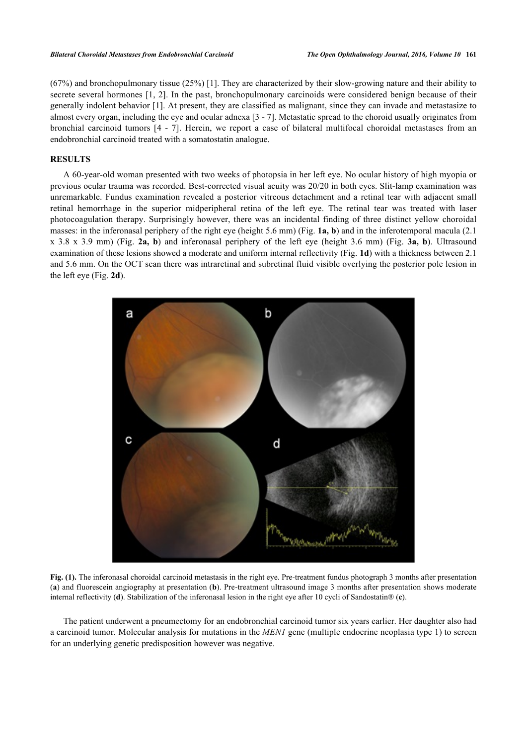(67%) and bronchopulmonary tissue (25%) [1]. They are characterized by their slow-growing nature and their ability to secrete several hormones [1, 2]. In the past, bronchopulmonary carcinoids were considered benign because of their generally indolent behavior [1]. At present, they are classified as malignant, since they can invade and metastasize to almost every organ, including the eye and ocular adnexa [3 - 7]. Metastatic spread to the choroid usually originates from bronchial carcinoid tumors [4 - 7]. Herein, we report a case of bilateral multifocal choroidal metastases from an endobronchial carcinoid treated with a somatostatin analogue.

## RESULTS

A 60-year-old woman presented with two weeks of photopsia in her left eye. No ocular history of high myopia or previous ocular trauma was recorded. Best-corrected visual acuity was 20/20 in both eyes. Slit-lamp examination was unremarkable. Fundus examination revealed a posterior vitreous detachment and a retinal tear with adjacent small retinal hemorrhage in the superior midperipheral retina of the left eye. The retinal tear was treated with laser photocoagulation therapy. Surprisingly however, there was an incidental finding of three distinct yellow choroidal masses: in the inferonasal periphery of the right eye (height 5.6 mm) (Fig. **1a, b**) and in the inferotemporal macula (2.1 x 3.8 x 3.9 mm) (Fig. **2a, b**) and inferonasal periphery of the left eye (height 3.6 mm) (Fig. **3a, b**). Ultrasound examination of these lesions showed a moderate and uniform internal reflectivity (Fig. **1d**) with a thickness between 2.1 and 5.6 mm. On the OCT scan there was intraretinal and subretinal fluid visible overlying the posterior pole lesion in the left eye (Fig. **2d**).

**Fig. (1).** The inferonasal choroidal carcinoid metastasis in the right eye. Pre-treatment fundus photograph 3 months after presentation (**a**) and fluorescein angiography at presentation (**b**). Pre-treatment ultrasound image 3 months after presentation shows moderate internal reflectivity (**d**). Stabilization of the inferonasal lesion in the right eye after 10 cycli of Sandostatin® (**c**).

The patient underwent a pneumectomy for an endobronchial carcinoid tumor six years earlier. Her daughter also had a carcinoid tumor. Molecular analysis for mutations in the *MEN1* gene (multiple endocrine neoplasia type 1) to screen for an underlying genetic predisposition however was negative.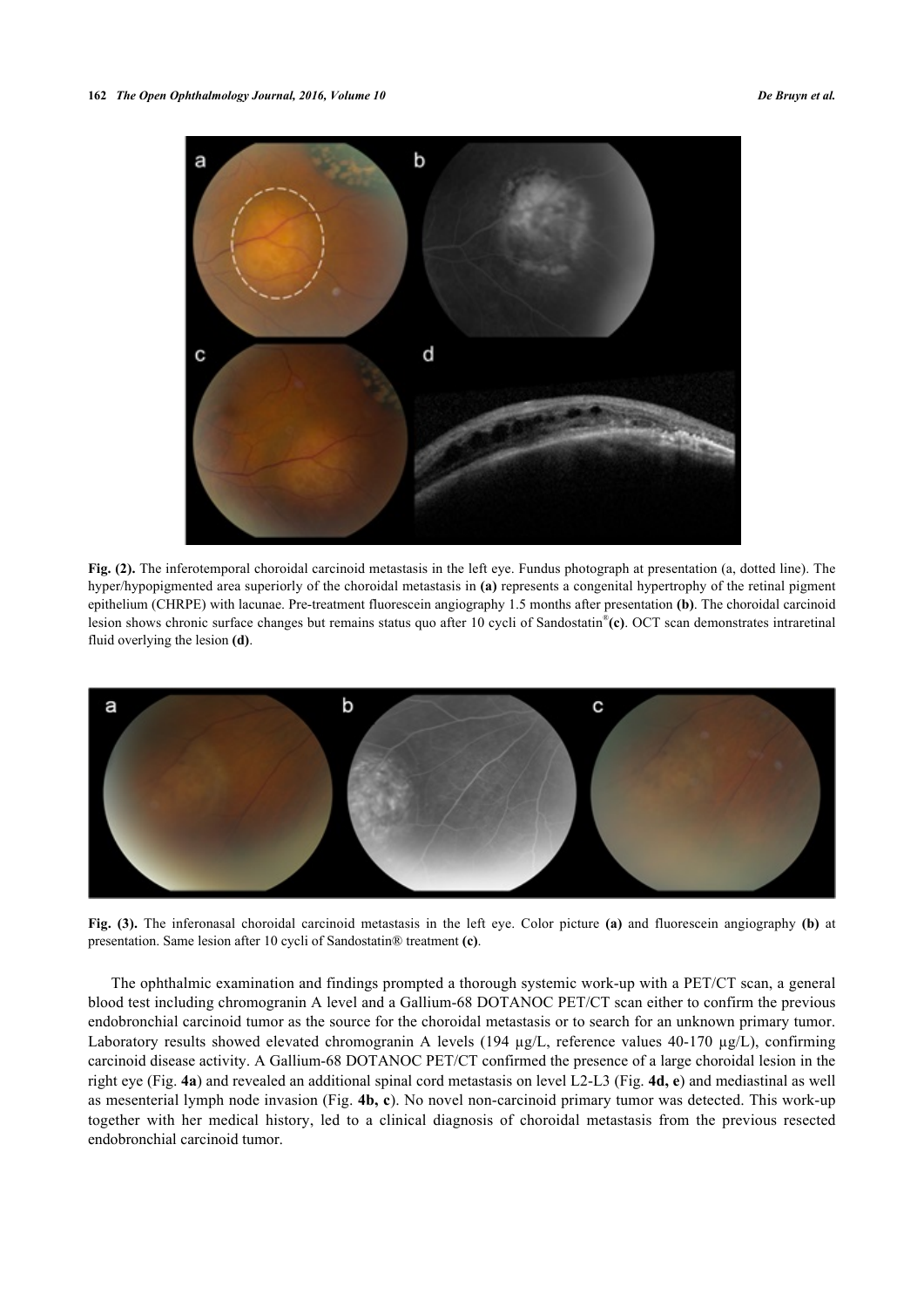**Fig. (2).** The inferotemporal choroidal carcinoid metastasis in the left eye. Fundus photograph at presentation (a, dotted line). The hyper/hypopigmented area superiorly of the choroidal metastasis in **(a)** represents a congenital hypertrophy of the retinal pigment epithelium (CHRPE) with lacunae. Pre-treatment fluorescein angiography 1.5 months after presentation **(b)**. The choroidal carcinoid lesion shows chronic surface changes but remains status quo after 10 cycli of Sandostatin® **(c)**. OCT scan demonstrates intraretinal fluid overlying the lesion **(d)**.

**Fig. (3).** The inferonasal choroidal carcinoid metastasis in the left eye. Color picture **(a)** and fluorescein angiography **(b)** at presentation. Same lesion after 10 cycli of Sandostatin® treatment **(c)**.

The ophthalmic examination and findings prompted a thorough systemic work-up with a PET/CT scan, a general blood test including chromogranin A level and a Gallium-68 DOTANOC PET/CT scan either to confirm the previous endobronchial carcinoid tumor as the source for the choroidal metastasis or to search for an unknown primary tumor. Laboratory results showed elevated chromogranin A levels (194 µg/L, reference values 40-170 µg/L), confirming carcinoid disease activity. A Gallium-68 DOTANOC PET/CT confirmed the presence of a large choroidal lesion in the right eye (Fig. **4a**) and revealed an additional spinal cord metastasis on level L2-L3 (Fig. **4d, e**) and mediastinal as well as mesenterial lymph node invasion (Fig. **4b, c**). No novel non-carcinoid primary tumor was detected. This work-up together with her medical history, led to a clinical diagnosis of choroidal metastasis from the previous resected endobronchial carcinoid tumor.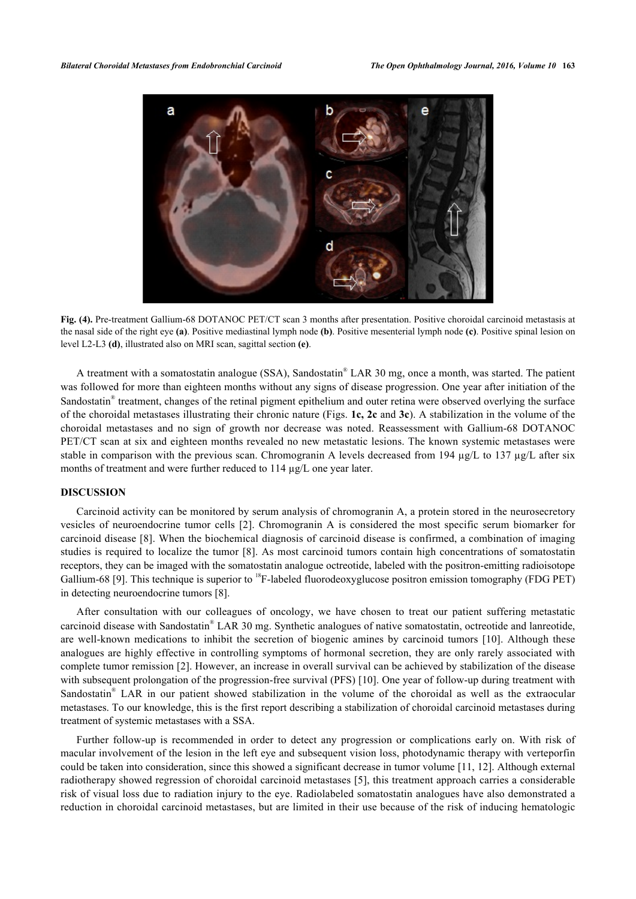**Fig. (4).** Pre-treatment Gallium-68 DOTANOC PET/CT scan 3 months after presentation. Positive choroidal carcinoid metastasis at the nasal side of the right eye **(a)**. Positive mediastinal lymph node **(b)**. Positive mesenterial lymph node **(c)**. Positive spinal lesion on level L2-L3 **(d)**, illustrated also on MRI scan, sagittal section **(e)**.

A treatment with a somatostatin analogue (SSA), Sandostatin® LAR 30 mg, once a month, was started. The patient was followed for more than eighteen months without any signs of disease progression. One year after initiation of the Sandostatin® treatment, changes of the retinal pigment epithelium and outer retina were observed overlying the surface of the choroidal metastases illustrating their chronic nature (Figs. **1c, 2c** and **3c**). A stabilization in the volume of the choroidal metastases and no sign of growth nor decrease was noted. Reassessment with Gallium-68 DOTANOC PET/CT scan at six and eighteen months revealed no new metastatic lesions. The known systemic metastases were stable in comparison with the previous scan. Chromogranin A levels decreased from 194 µg/L to 137 µg/L after six months of treatment and were further reduced to 114 µg/L one year later.

## DISCUSSION

Carcinoid activity can be monitored by serum analysis of chromogranin A, a protein stored in the neurosecretory vesicles of neuroendocrine tumor cells [2]. Chromogranin A is considered the most specific serum biomarker for carcinoid disease [8]. When the biochemical diagnosis of carcinoid disease is confirmed, a combination of imaging studies is required to localize the tumor [8]. As most carcinoid tumors contain high concentrations of somatostatin receptors, they can be imaged with the somatostatin analogue octreotide, labeled with the positron-emitting radioisotope Gallium-68 [9]. This technique is superior to $^{18}$F-labeled fluorodeoxyglucose positron emission tomography (FDG PET) in detecting neuroendocrine tumors [8].

After consultation with our colleagues of oncology, we have chosen to treat our patient suffering metastatic carcinoid disease with Sandostatin® LAR 30 mg. Synthetic analogues of native somatostatin, octreotide and lanreotide, are well-known medications to inhibit the secretion of biogenic amines by carcinoid tumors [10]. Although these analogues are highly effective in controlling symptoms of hormonal secretion, they are only rarely associated with complete tumor remission [2]. However, an increase in overall survival can be achieved by stabilization of the disease with subsequent prolongation of the progression-free survival (PFS) [10]. One year of follow-up during treatment with Sandostatin® LAR in our patient showed stabilization in the volume of the choroidal as well as the extraocular metastases. To our knowledge, this is the first report describing a stabilization of choroidal carcinoid metastases during treatment of systemic metastases with a SSA.

Further follow-up is recommended in order to detect any progression or complications early on. With risk of macular involvement of the lesion in the left eye and subsequent vision loss, photodynamic therapy with verteporfin could be taken into consideration, since this showed a significant decrease in tumor volume [11, 12]. Although external radiotherapy showed regression of choroidal carcinoid metastases [5], this treatment approach carries a considerable risk of visual loss due to radiation injury to the eye. Radiolabeled somatostatin analogues have also demonstrated a reduction in choroidal carcinoid metastases, but are limited in their use because of the risk of inducing hematologic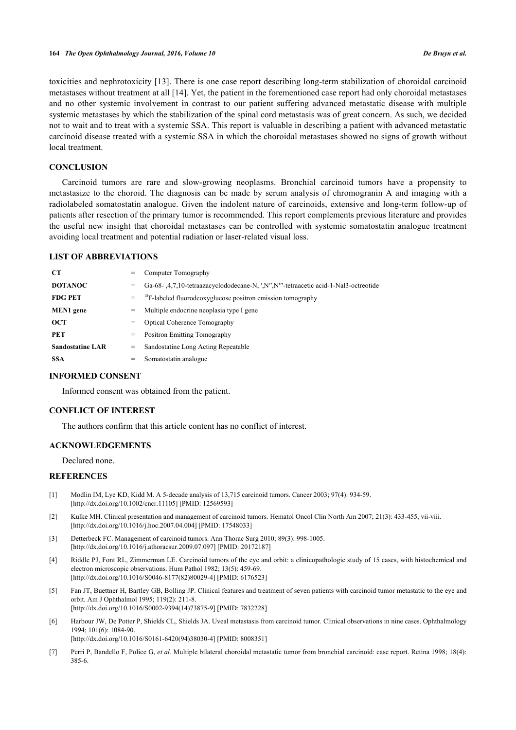toxicities and nephrotoxicity [13]. There is one case report describing long-term stabilization of choroidal carcinoid metastases without treatment at all [14]. Yet, the patient in the forementioned case report had only choroidal metastases and no other systemic involvement in contrast to our patient suffering advanced metastatic disease with multiple systemic metastases by which the stabilization of the spinal cord metastasis was of great concern. As such, we decided not to wait and to treat with a systemic SSA. This report is valuable in describing a patient with advanced metastatic carcinoid disease treated with a systemic SSA in which the choroidal metastases showed no signs of growth without local treatment.

## CONCLUSION

Carcinoid tumors are rare and slow-growing neoplasms. Bronchial carcinoid tumors have a propensity to metastasize to the choroid. The diagnosis can be made by serum analysis of chromogranin A and imaging with a radiolabeled somatostatin analogue. Given the indolent nature of carcinoids, extensive and long-term follow-up of patients after resection of the primary tumor is recommended. This report complements previous literature and provides the useful new insight that choroidal metastases can be controlled with systemic somatostatin analogue treatment avoiding local treatment and potential radiation or laser-related visual loss.

## LIST OF ABBREVIATIONS

| | | |
|---|---|---|
| **CT** | = | Computer Tomography |
| **DOTANOC** | = | Ga-68- ,4,7,10-tetraazacyclododecane-N, ′,N″,N‴-tetraacetic acid-1-Nal3-octreotide |
| **FDG PET** | = | $^{18}$F-labeled fluorodeoxyglucose positron emission tomography |
| **MEN1 gene** | = | Multiple endocrine neoplasia type I gene |
| **OCT** | = | Optical Coherence Tomography |
| **PET** | = | Positron Emitting Tomography |
| **Sandostatine LAR** | = | Sandostatine Long Acting Repeatable |
| **SSA** | = | Somatostatin analogue |

## INFORMED CONSENT

Informed consent was obtained from the patient.

## CONFLICT OF INTEREST

The authors confirm that this article content has no conflict of interest.

## ACKNOWLEDGEMENTS

Declared none.

## REFERENCES

[1] Modlin IM, Lye KD, Kidd M. A 5-decade analysis of 13,715 carcinoid tumors. Cancer 2003; 97(4): 934-59. [http://dx.doi.org/10.1002/cncr.11105] [PMID: 12569593]

[2] Kulke MH. Clinical presentation and management of carcinoid tumors. Hematol Oncol Clin North Am 2007; 21(3): 433-455, vii-viii. [http://dx.doi.org/10.1016/j.hoc.2007.04.004] [PMID: 17548033]

[3] Detterbeck FC. Management of carcinoid tumors. Ann Thorac Surg 2010; 89(3): 998-1005. [http://dx.doi.org/10.1016/j.athoracsur.2009.07.097] [PMID: 20172187]

[4] Riddle PJ, Font RL, Zimmerman LE. Carcinoid tumors of the eye and orbit: a clinicopathologic study of 15 cases, with histochemical and electron microscopic observations. Hum Pathol 1982; 13(5): 459-69. [http://dx.doi.org/10.1016/S0046-8177(82)80029-4] [PMID: 6176523]

[5] Fan JT, Buettner H, Bartley GB, Bolling JP. Clinical features and treatment of seven patients with carcinoid tumor metastatic to the eye and orbit. Am J Ophthalmol 1995; 119(2): 211-8. [http://dx.doi.org/10.1016/S0002-9394(14)73875-9] [PMID: 7832228]

[6] Harbour JW, De Potter P, Shields CL, Shields JA. Uveal metastasis from carcinoid tumor. Clinical observations in nine cases. Ophthalmology 1994; 101(6): 1084-90. [http://dx.doi.org/10.1016/S0161-6420(94)38030-4] [PMID: 8008351]

[7] Perri P, Bandello F, Police G, *et al.* Multiple bilateral choroidal metastatic tumor from bronchial carcinoid: case report. Retina 1998; 18(4): 385-6.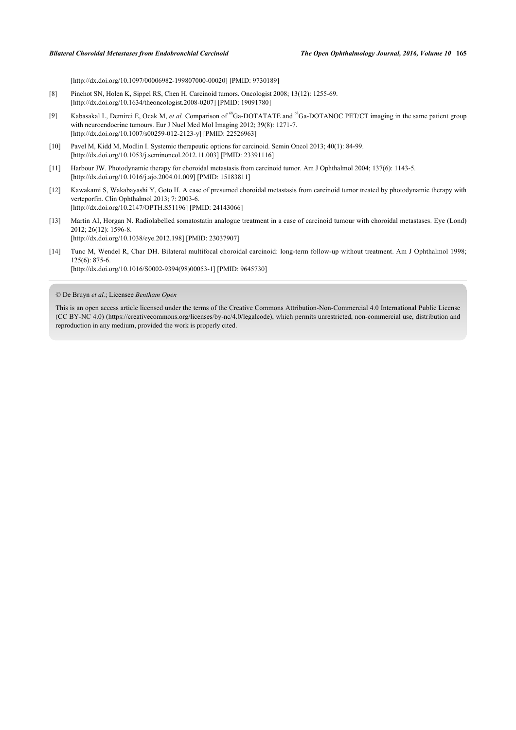[http://dx.doi.org/10.1097/00006982-199807000-00020] [PMID: 9730189]

[8] Pinchot SN, Holen K, Sippel RS, Chen H. Carcinoid tumors. Oncologist 2008; 13(12): 1255-69. [http://dx.doi.org/10.1634/theoncologist.2008-0207] [PMID: 19091780]

[9] Kabasakal L, Demirci E, Ocak M, *et al.* Comparison of $^{68}$Ga-DOTATATE and $^{68}$Ga-DOTANOC PET/CT imaging in the same patient group with neuroendocrine tumours. Eur J Nucl Med Mol Imaging 2012; 39(8): 1271-7. [http://dx.doi.org/10.1007/s00259-012-2123-y] [PMID: 22526963]

[10] Pavel M, Kidd M, Modlin I. Systemic therapeutic options for carcinoid. Semin Oncol 2013; 40(1): 84-99. [http://dx.doi.org/10.1053/j.seminoncol.2012.11.003] [PMID: 23391116]

[11] Harbour JW. Photodynamic therapy for choroidal metastasis from carcinoid tumor. Am J Ophthalmol 2004; 137(6): 1143-5. [http://dx.doi.org/10.1016/j.ajo.2004.01.009] [PMID: 15183811]

[12] Kawakami S, Wakabayashi Y, Goto H. A case of presumed choroidal metastasis from carcinoid tumor treated by photodynamic therapy with verteporfin. Clin Ophthalmol 2013; 7: 2003-6. [http://dx.doi.org/10.2147/OPTH.S51196] [PMID: 24143066]

[13] Martin AI, Horgan N. Radiolabelled somatostatin analogue treatment in a case of carcinoid tumour with choroidal metastases. Eye (Lond) 2012; 26(12): 1596-8. [http://dx.doi.org/10.1038/eye.2012.198] [PMID: 23037907]

[14] Tunc M, Wendel R, Char DH. Bilateral multifocal choroidal carcinoid: long-term follow-up without treatment. Am J Ophthalmol 1998; 125(6): 875-6. [http://dx.doi.org/10.1016/S0002-9394(98)00053-1] [PMID: 9645730]

---

© De Bruyn *et al.*; Licensee *Bentham Open*

This is an open access article licensed under the terms of the Creative Commons Attribution-Non-Commercial 4.0 International Public License (CC BY-NC 4.0) (https://creativecommons.org/licenses/by-nc/4.0/legalcode), which permits unrestricted, non-commercial use, distribution and reproduction in any medium, provided the work is properly cited.